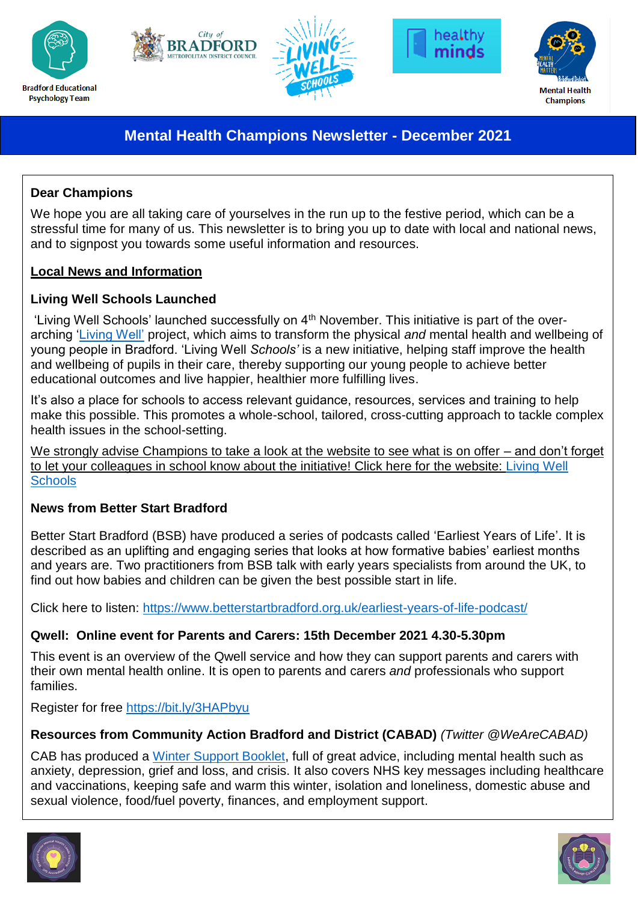Bradford Educational Psychology Team

Mental Health Champions

# Mental Health Champions Newsletter - December 2021

**Dear Champions**

We hope you are all taking care of yourselves in the run up to the festive period, which can be a stressful time for many of us. This newsletter is to bring you up to date with local and national news, and to signpost you towards some useful information and resources.

## Local News and Information

### Living Well Schools Launched

'Living Well Schools' launched successfully on 4th November. This initiative is part of the over-arching 'Living Well' project, which aims to transform the physical *and* mental health and wellbeing of young people in Bradford. 'Living Well *Schools'* is a new initiative, helping staff improve the health and wellbeing of pupils in their care, thereby supporting our young people to achieve better educational outcomes and live happier, healthier more fulfilling lives.

It's also a place for schools to access relevant guidance, resources, services and training to help make this possible. This promotes a whole-school, tailored, cross-cutting approach to tackle complex health issues in the school-setting.

We strongly advise Champions to take a look at the website to see what is on offer – and don't forget to let your colleagues in school know about the initiative! Click here for the website: Living Well Schools

### News from Better Start Bradford

Better Start Bradford (BSB) have produced a series of podcasts called 'Earliest Years of Life'. It is described as an uplifting and engaging series that looks at how formative babies' earliest months and years are. Two practitioners from BSB talk with early years specialists from around the UK, to find out how babies and children can be given the best possible start in life.

Click here to listen: https://www.betterstartbradford.org.uk/earliest-years-of-life-podcast/

### Qwell: Online event for Parents and Carers: 15th December 2021 4.30-5.30pm

This event is an overview of the Qwell service and how they can support parents and carers with their own mental health online. It is open to parents and carers *and* professionals who support families.

Register for free https://bit.ly/3HAPbyu

### Resources from Community Action Bradford and District (CABAD) *(Twitter @WeAreCABAD)*

CAB has produced a Winter Support Booklet, full of great advice, including mental health such as anxiety, depression, grief and loss, and crisis. It also covers NHS key messages including healthcare and vaccinations, keeping safe and warm this winter, isolation and loneliness, domestic abuse and sexual violence, food/fuel poverty, finances, and employment support.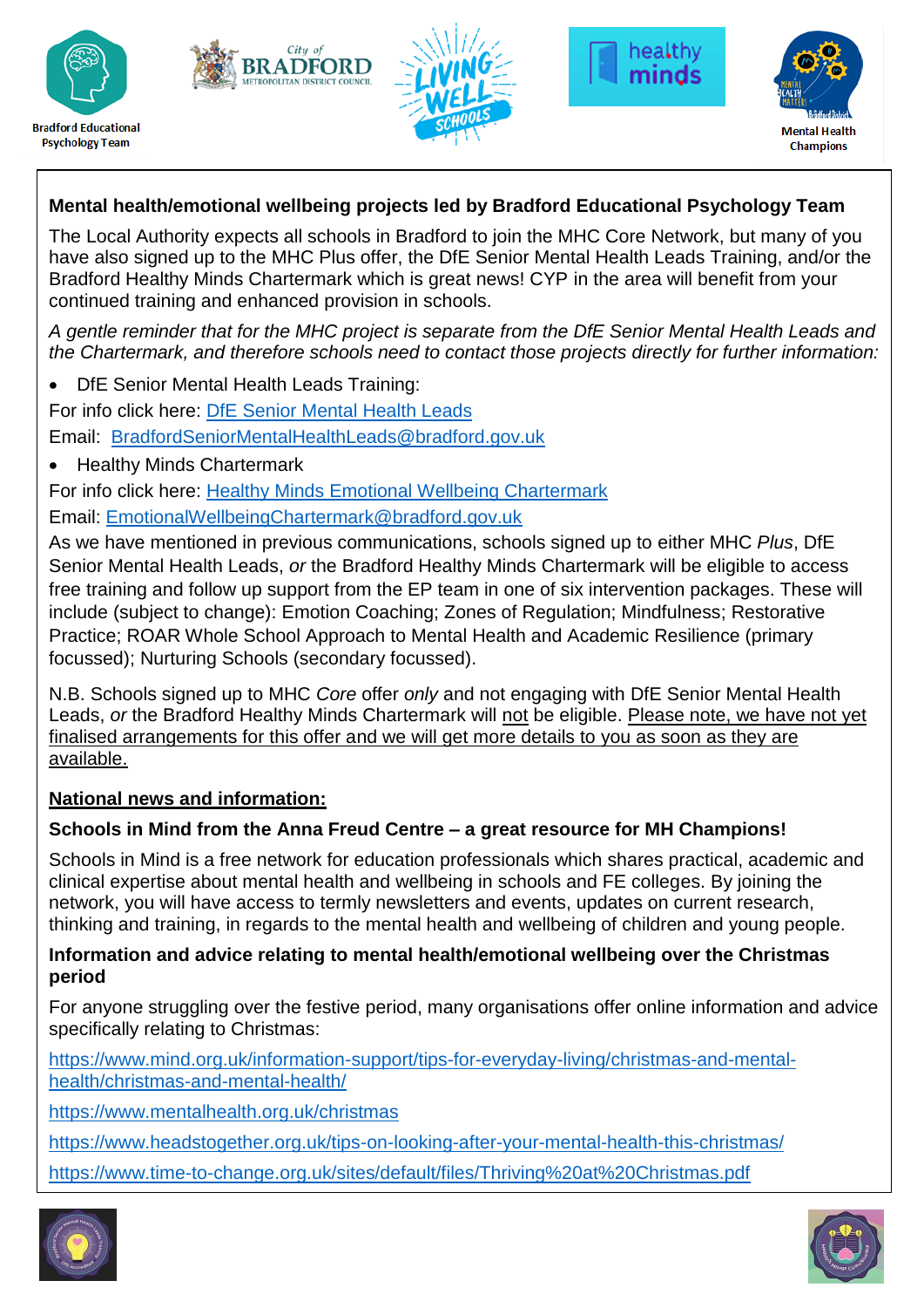**Mental health/emotional wellbeing projects led by Bradford Educational Psychology Team**

The Local Authority expects all schools in Bradford to join the MHC Core Network, but many of you have also signed up to the MHC Plus offer, the DfE Senior Mental Health Leads Training, and/or the Bradford Healthy Minds Chartermark which is great news! CYP in the area will benefit from your continued training and enhanced provision in schools.

*A gentle reminder that for the MHC project is separate from the DfE Senior Mental Health Leads and the Chartermark, and therefore schools need to contact those projects directly for further information:*

- DfE Senior Mental Health Leads Training:

For info click here: DfE Senior Mental Health Leads

Email: BradfordSeniorMentalHealthLeads@bradford.gov.uk

- Healthy Minds Chartermark

For info click here: Healthy Minds Emotional Wellbeing Chartermark

Email: EmotionalWellbeingChartermark@bradford.gov.uk

As we have mentioned in previous communications, schools signed up to either MHC *Plus*, DfE Senior Mental Health Leads, *or* the Bradford Healthy Minds Chartermark will be eligible to access free training and follow up support from the EP team in one of six intervention packages. These will include (subject to change): Emotion Coaching; Zones of Regulation; Mindfulness; Restorative Practice; ROAR Whole School Approach to Mental Health and Academic Resilience (primary focussed); Nurturing Schools (secondary focussed).

N.B. Schools signed up to MHC *Core* offer *only* and not engaging with DfE Senior Mental Health Leads, *or* the Bradford Healthy Minds Chartermark will not be eligible. Please note, we have not yet finalised arrangements for this offer and we will get more details to you as soon as they are available.

**National news and information:**

**Schools in Mind from the Anna Freud Centre – a great resource for MH Champions!**

Schools in Mind is a free network for education professionals which shares practical, academic and clinical expertise about mental health and wellbeing in schools and FE colleges. By joining the network, you will have access to termly newsletters and events, updates on current research, thinking and training, in regards to the mental health and wellbeing of children and young people.

**Information and advice relating to mental health/emotional wellbeing over the Christmas period**

For anyone struggling over the festive period, many organisations offer online information and advice specifically relating to Christmas:

https://www.mind.org.uk/information-support/tips-for-everyday-living/christmas-and-mental-health/christmas-and-mental-health/

https://www.mentalhealth.org.uk/christmas

https://www.headstogether.org.uk/tips-on-looking-after-your-mental-health-this-christmas/

https://www.time-to-change.org.uk/sites/default/files/Thriving%20at%20Christmas.pdf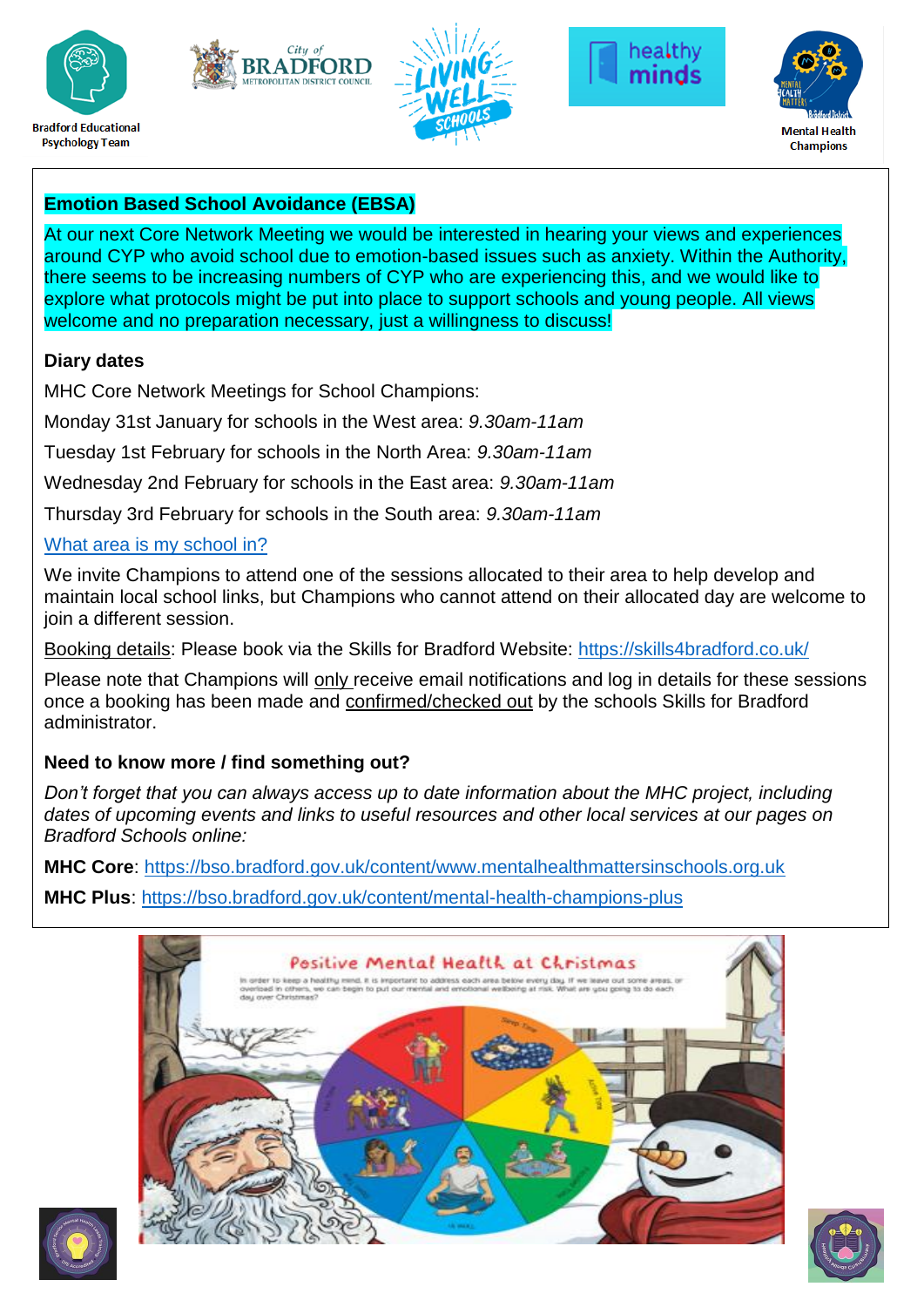Bradford Educational Psychology Team

**Emotion Based School Avoidance (EBSA)**

At our next Core Network Meeting we would be interested in hearing your views and experiences around CYP who avoid school due to emotion-based issues such as anxiety. Within the Authority, there seems to be increasing numbers of CYP who are experiencing this, and we would like to explore what protocols might be put into place to support schools and young people. All views welcome and no preparation necessary, just a willingness to discuss!

**Diary dates**

MHC Core Network Meetings for School Champions:

Monday 31st January for schools in the West area: *9.30am-11am*

Tuesday 1st February for schools in the North Area: *9.30am-11am*

Wednesday 2nd February for schools in the East area: *9.30am-11am*

Thursday 3rd February for schools in the South area: *9.30am-11am*

What area is my school in?

We invite Champions to attend one of the sessions allocated to their area to help develop and maintain local school links, but Champions who cannot attend on their allocated day are welcome to join a different session.

Booking details: Please book via the Skills for Bradford Website: https://skills4bradford.co.uk/

Please note that Champions will only receive email notifications and log in details for these sessions once a booking has been made and confirmed/checked out by the schools Skills for Bradford administrator.

**Need to know more / find something out?**

*Don't forget that you can always access up to date information about the MHC project, including dates of upcoming events and links to useful resources and other local services at our pages on Bradford Schools online:*

**MHC Core**: https://bso.bradford.gov.uk/content/www.mentalhealthmattersinschools.org.uk

**MHC Plus**: https://bso.bradford.gov.uk/content/mental-health-champions-plus